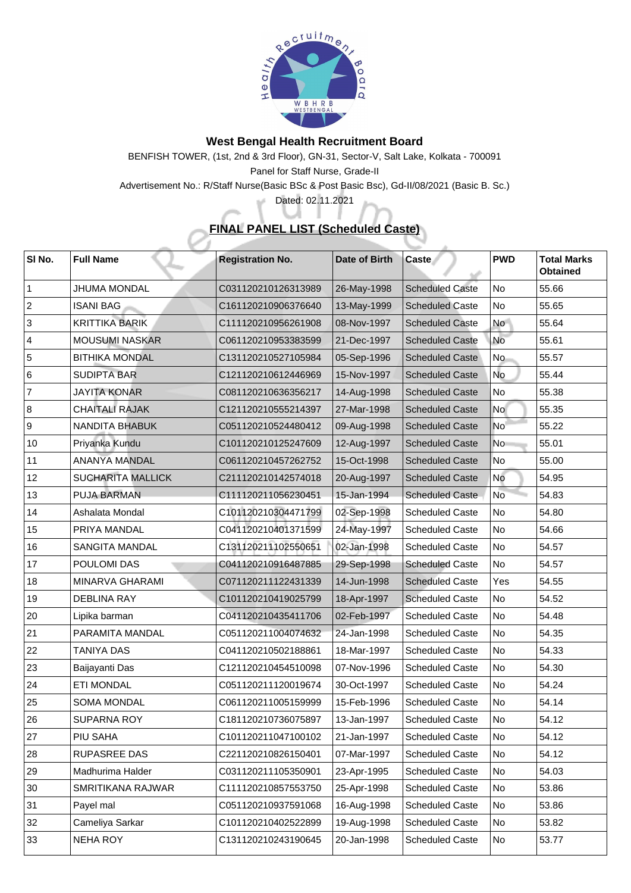## West Bengal Health Recruitment Board

BENFISH TOWER, (1st, 2nd & 3rd Floor), GN-31, Sector-V, Salt Lake, Kolkata - 700091

Panel for Staff Nurse, Grade-II

Advertisement No.: R/Staff Nurse(Basic BSc & Post Basic Bsc), Gd-II/08/2021 (Basic B. Sc.)

Dated: 02.11.2021

### FINAL PANEL LIST (Scheduled Caste)

| Sl No. | Full Name | Registration No. | Date of Birth | Caste | PWD | Total Marks Obtained |
|---|---|---|---|---|---|---|
| 1 | JHUMA MONDAL | C031120210126313989 | 26-May-1998 | Scheduled Caste | No | 55.66 |
| 2 | ISANI BAG | C161120210906376640 | 13-May-1999 | Scheduled Caste | No | 55.65 |
| 3 | KRITTIKA BARIK | C111120210956261908 | 08-Nov-1997 | Scheduled Caste | No | 55.64 |
| 4 | MOUSUMI NASKAR | C061120210953383599 | 21-Dec-1997 | Scheduled Caste | No | 55.61 |
| 5 | BITHIKA MONDAL | C131120210527105984 | 05-Sep-1996 | Scheduled Caste | No | 55.57 |
| 6 | SUDIPTA BAR | C121120210612446969 | 15-Nov-1997 | Scheduled Caste | No | 55.44 |
| 7 | JAYITA KONAR | C081120210636356217 | 14-Aug-1998 | Scheduled Caste | No | 55.38 |
| 8 | CHAITALI RAJAK | C121120210555214397 | 27-Mar-1998 | Scheduled Caste | No | 55.35 |
| 9 | NANDITA BHABUK | C051120210524480412 | 09-Aug-1998 | Scheduled Caste | No | 55.22 |
| 10 | Priyanka Kundu | C101120210125247609 | 12-Aug-1997 | Scheduled Caste | No | 55.01 |
| 11 | ANANYA MANDAL | C061120210457262752 | 15-Oct-1998 | Scheduled Caste | No | 55.00 |
| 12 | SUCHARITA MALLICK | C211120210142574018 | 20-Aug-1997 | Scheduled Caste | No | 54.95 |
| 13 | PUJA BARMAN | C111120211056230451 | 15-Jan-1994 | Scheduled Caste | No | 54.83 |
| 14 | Ashalata Mondal | C101120210304471799 | 02-Sep-1998 | Scheduled Caste | No | 54.80 |
| 15 | PRIYA MANDAL | C041120210401371599 | 24-May-1997 | Scheduled Caste | No | 54.66 |
| 16 | SANGITA MANDAL | C131120211102550651 | 02-Jan-1998 | Scheduled Caste | No | 54.57 |
| 17 | POULOMI DAS | C041120210916487885 | 29-Sep-1998 | Scheduled Caste | No | 54.57 |
| 18 | MINARVA GHARAMI | C071120211122431339 | 14-Jun-1998 | Scheduled Caste | Yes | 54.55 |
| 19 | DEBLINA RAY | C101120210419025799 | 18-Apr-1997 | Scheduled Caste | No | 54.52 |
| 20 | Lipika barman | C041120210435411706 | 02-Feb-1997 | Scheduled Caste | No | 54.48 |
| 21 | PARAMITA MANDAL | C051120211004074632 | 24-Jan-1998 | Scheduled Caste | No | 54.35 |
| 22 | TANIYA DAS | C041120210502188861 | 18-Mar-1997 | Scheduled Caste | No | 54.33 |
| 23 | Baijayanti Das | C121120210454510098 | 07-Nov-1996 | Scheduled Caste | No | 54.30 |
| 24 | ETI MONDAL | C051120211120019674 | 30-Oct-1997 | Scheduled Caste | No | 54.24 |
| 25 | SOMA MONDAL | C061120211005159999 | 15-Feb-1996 | Scheduled Caste | No | 54.14 |
| 26 | SUPARNA ROY | C181120210736075897 | 13-Jan-1997 | Scheduled Caste | No | 54.12 |
| 27 | PIU SAHA | C101120211047100102 | 21-Jan-1997 | Scheduled Caste | No | 54.12 |
| 28 | RUPASREE DAS | C221120210826150401 | 07-Mar-1997 | Scheduled Caste | No | 54.12 |
| 29 | Madhurima Halder | C031120211105350901 | 23-Apr-1995 | Scheduled Caste | No | 54.03 |
| 30 | SMRITIKANA RAJWAR | C111120210857553750 | 25-Apr-1998 | Scheduled Caste | No | 53.86 |
| 31 | Payel mal | C051120210937591068 | 16-Aug-1998 | Scheduled Caste | No | 53.86 |
| 32 | Cameliya Sarkar | C101120210402522899 | 19-Aug-1998 | Scheduled Caste | No | 53.82 |
| 33 | NEHA ROY | C131120210243190645 | 20-Jan-1998 | Scheduled Caste | No | 53.77 |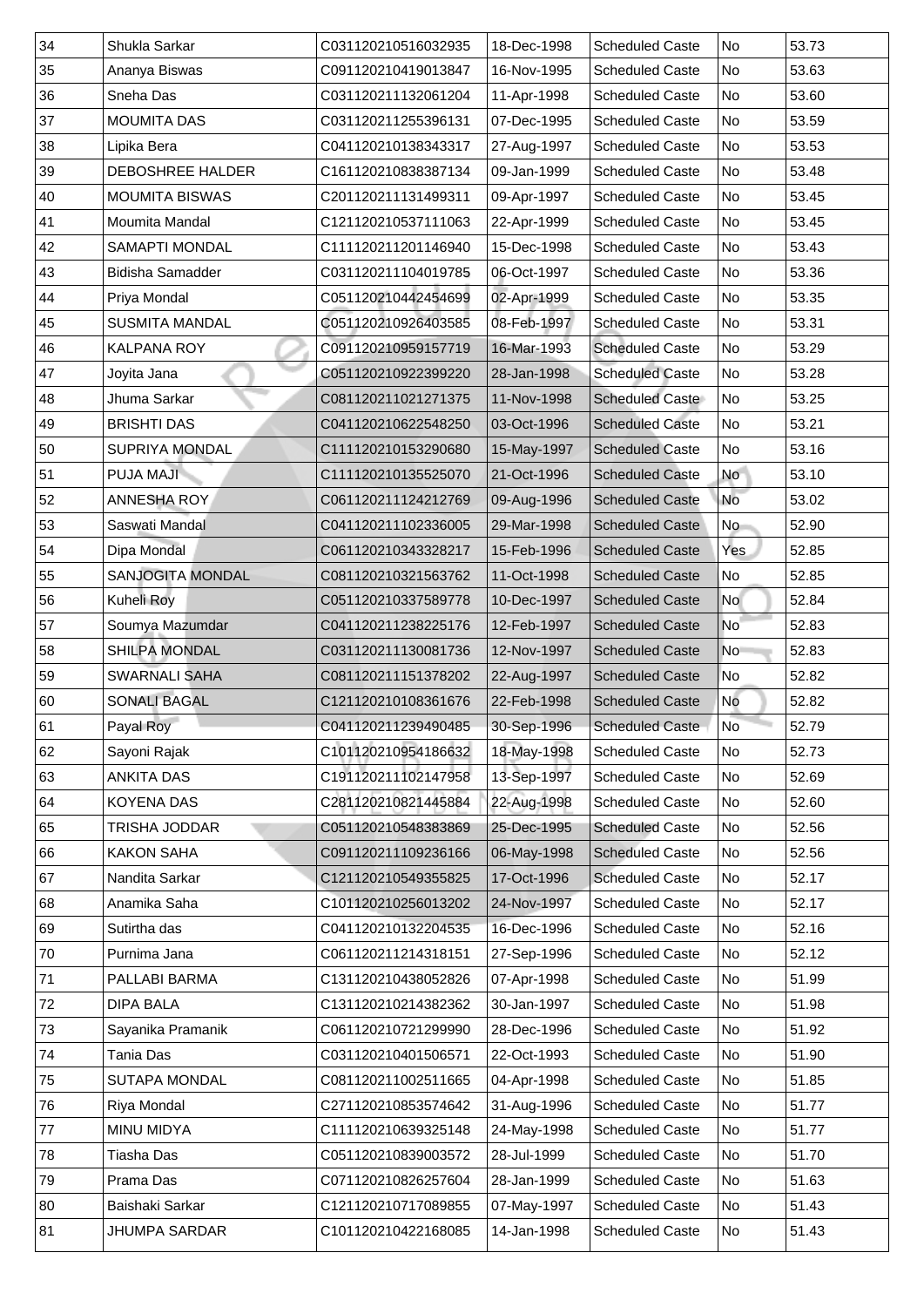| 34 | Shukla Sarkar | C031120210516032935 | 18-Dec-1998 | Scheduled Caste | No | 53.73 |
|---|---|---|---|---|---|---|
| 35 | Ananya Biswas | C091120210419013847 | 16-Nov-1995 | Scheduled Caste | No | 53.63 |
| 36 | Sneha Das | C031120211132061204 | 11-Apr-1998 | Scheduled Caste | No | 53.60 |
| 37 | MOUMITA DAS | C031120211255396131 | 07-Dec-1995 | Scheduled Caste | No | 53.59 |
| 38 | Lipika Bera | C041120210138343317 | 27-Aug-1997 | Scheduled Caste | No | 53.53 |
| 39 | DEBOSHREE HALDER | C161120210838387134 | 09-Jan-1999 | Scheduled Caste | No | 53.48 |
| 40 | MOUMITA BISWAS | C201120211131499311 | 09-Apr-1997 | Scheduled Caste | No | 53.45 |
| 41 | Moumita Mandal | C121120210537111063 | 22-Apr-1999 | Scheduled Caste | No | 53.45 |
| 42 | SAMAPTI MONDAL | C111120211201146940 | 15-Dec-1998 | Scheduled Caste | No | 53.43 |
| 43 | Bidisha Samadder | C031120211104019785 | 06-Oct-1997 | Scheduled Caste | No | 53.36 |
| 44 | Priya Mondal | C051120210442454699 | 02-Apr-1999 | Scheduled Caste | No | 53.35 |
| 45 | SUSMITA MANDAL | C051120210926403585 | 08-Feb-1997 | Scheduled Caste | No | 53.31 |
| 46 | KALPANA ROY | C091120210959157719 | 16-Mar-1993 | Scheduled Caste | No | 53.29 |
| 47 | Joyita Jana | C051120210922399220 | 28-Jan-1998 | Scheduled Caste | No | 53.28 |
| 48 | Jhuma Sarkar | C081120211021271375 | 11-Nov-1998 | Scheduled Caste | No | 53.25 |
| 49 | BRISHTI DAS | C041120210622548250 | 03-Oct-1996 | Scheduled Caste | No | 53.21 |
| 50 | SUPRIYA MONDAL | C111120210153290680 | 15-May-1997 | Scheduled Caste | No | 53.16 |
| 51 | PUJA MAJI | C111120210135525070 | 21-Oct-1996 | Scheduled Caste | No | 53.10 |
| 52 | ANNESHA ROY | C061120211124212769 | 09-Aug-1996 | Scheduled Caste | No | 53.02 |
| 53 | Saswati Mandal | C041120211102336005 | 29-Mar-1998 | Scheduled Caste | No | 52.90 |
| 54 | Dipa Mondal | C061120210343328217 | 15-Feb-1996 | Scheduled Caste | Yes | 52.85 |
| 55 | SANJOGITA MONDAL | C081120210321563762 | 11-Oct-1998 | Scheduled Caste | No | 52.85 |
| 56 | Kuheli Roy | C051120210337589778 | 10-Dec-1997 | Scheduled Caste | No | 52.84 |
| 57 | Soumya Mazumdar | C041120211238225176 | 12-Feb-1997 | Scheduled Caste | No | 52.83 |
| 58 | SHILPA MONDAL | C031120211130081736 | 12-Nov-1997 | Scheduled Caste | No | 52.83 |
| 59 | SWARNALI SAHA | C081120211151378202 | 22-Aug-1997 | Scheduled Caste | No | 52.82 |
| 60 | SONALI BAGAL | C121120210108361676 | 22-Feb-1998 | Scheduled Caste | No | 52.82 |
| 61 | Payal Roy | C041120211239490485 | 30-Sep-1996 | Scheduled Caste | No | 52.79 |
| 62 | Sayoni Rajak | C101120210954186632 | 18-May-1998 | Scheduled Caste | No | 52.73 |
| 63 | ANKITA DAS | C191120211102147958 | 13-Sep-1997 | Scheduled Caste | No | 52.69 |
| 64 | KOYENA DAS | C281120210821445884 | 22-Aug-1998 | Scheduled Caste | No | 52.60 |
| 65 | TRISHA JODDAR | C051120210548383869 | 25-Dec-1995 | Scheduled Caste | No | 52.56 |
| 66 | KAKON SAHA | C091120211109236166 | 06-May-1998 | Scheduled Caste | No | 52.56 |
| 67 | Nandita Sarkar | C121120210549355825 | 17-Oct-1996 | Scheduled Caste | No | 52.17 |
| 68 | Anamika Saha | C101120210256013202 | 24-Nov-1997 | Scheduled Caste | No | 52.17 |
| 69 | Sutirtha das | C041120210132204535 | 16-Dec-1996 | Scheduled Caste | No | 52.16 |
| 70 | Purnima Jana | C061120211214318151 | 27-Sep-1996 | Scheduled Caste | No | 52.12 |
| 71 | PALLABI BARMA | C131120210438052826 | 07-Apr-1998 | Scheduled Caste | No | 51.99 |
| 72 | DIPA BALA | C131120210214382362 | 30-Jan-1997 | Scheduled Caste | No | 51.98 |
| 73 | Sayanika Pramanik | C061120210721299990 | 28-Dec-1996 | Scheduled Caste | No | 51.92 |
| 74 | Tania Das | C031120210401506571 | 22-Oct-1993 | Scheduled Caste | No | 51.90 |
| 75 | SUTAPA MONDAL | C081120211002511665 | 04-Apr-1998 | Scheduled Caste | No | 51.85 |
| 76 | Riya Mondal | C271120210853574642 | 31-Aug-1996 | Scheduled Caste | No | 51.77 |
| 77 | MINU MIDYA | C111120210639325148 | 24-May-1998 | Scheduled Caste | No | 51.77 |
| 78 | Tiasha Das | C051120210839003572 | 28-Jul-1999 | Scheduled Caste | No | 51.70 |
| 79 | Prama Das | C071120210826257604 | 28-Jan-1999 | Scheduled Caste | No | 51.63 |
| 80 | Baishaki Sarkar | C121120210717089855 | 07-May-1997 | Scheduled Caste | No | 51.43 |
| 81 | JHUMPA SARDAR | C101120210422168085 | 14-Jan-1998 | Scheduled Caste | No | 51.43 |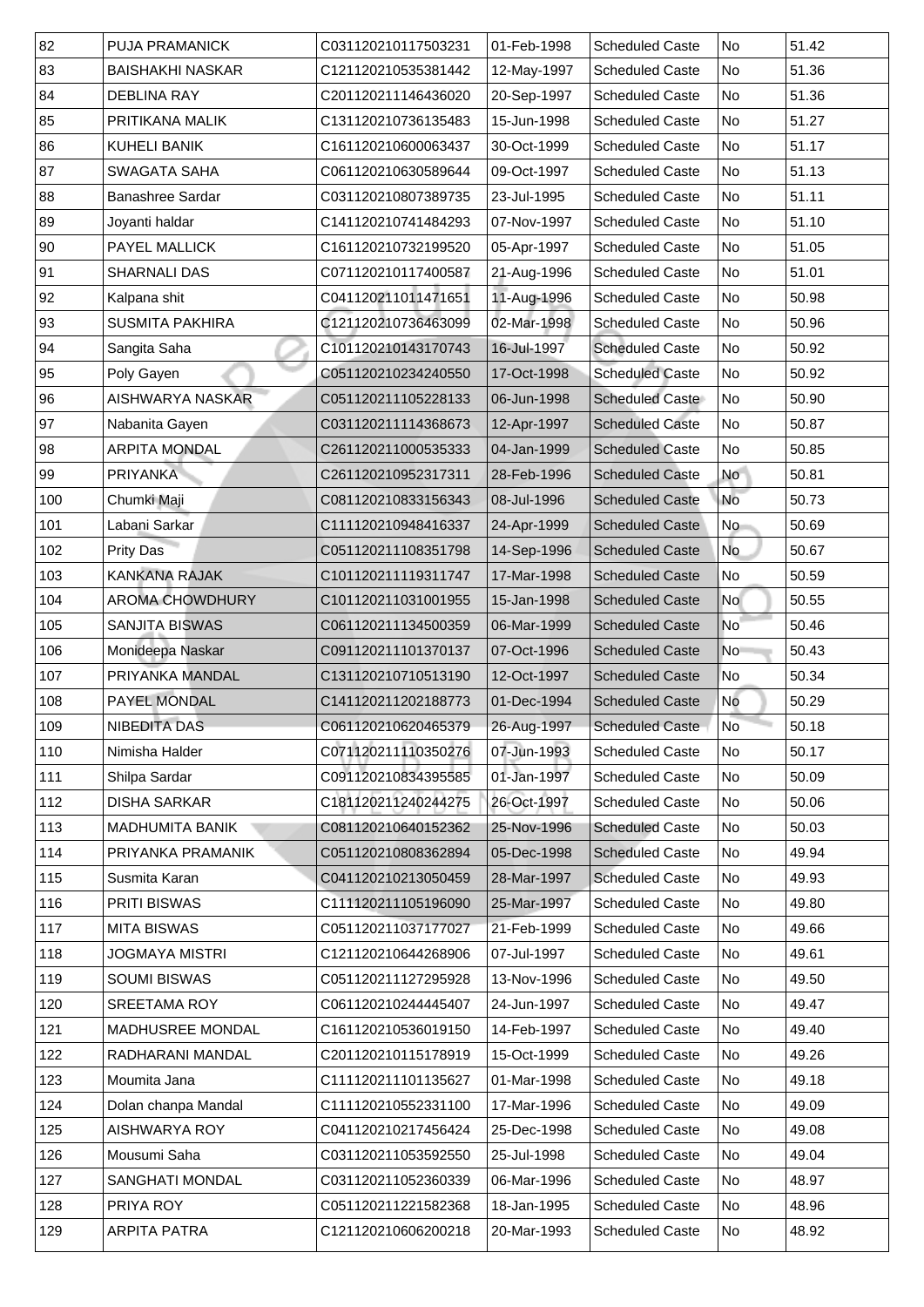| 82 | PUJA PRAMANICK | C031120210117503231 | 01-Feb-1998 | Scheduled Caste | No | 51.42 |
|---|---|---|---|---|---|---|
| 83 | BAISHAKHI NASKAR | C121120210535381442 | 12-May-1997 | Scheduled Caste | No | 51.36 |
| 84 | DEBLINA RAY | C201120211146436020 | 20-Sep-1997 | Scheduled Caste | No | 51.36 |
| 85 | PRITIKANA MALIK | C131120210736135483 | 15-Jun-1998 | Scheduled Caste | No | 51.27 |
| 86 | KUHELI BANIK | C161120210600063437 | 30-Oct-1999 | Scheduled Caste | No | 51.17 |
| 87 | SWAGATA SAHA | C061120210630589644 | 09-Oct-1997 | Scheduled Caste | No | 51.13 |
| 88 | Banashree Sardar | C031120210807389735 | 23-Jul-1995 | Scheduled Caste | No | 51.11 |
| 89 | Joyanti haldar | C141120210741484293 | 07-Nov-1997 | Scheduled Caste | No | 51.10 |
| 90 | PAYEL MALLICK | C161120210732199520 | 05-Apr-1997 | Scheduled Caste | No | 51.05 |
| 91 | SHARNALI DAS | C071120210117400587 | 21-Aug-1996 | Scheduled Caste | No | 51.01 |
| 92 | Kalpana shit | C041120211011471651 | 11-Aug-1996 | Scheduled Caste | No | 50.98 |
| 93 | SUSMITA PAKHIRA | C121120210736463099 | 02-Mar-1998 | Scheduled Caste | No | 50.96 |
| 94 | Sangita Saha | C101120210143170743 | 16-Jul-1997 | Scheduled Caste | No | 50.92 |
| 95 | Poly Gayen | C051120210234240550 | 17-Oct-1998 | Scheduled Caste | No | 50.92 |
| 96 | AISHWARYA NASKAR | C051120211105228133 | 06-Jun-1998 | Scheduled Caste | No | 50.90 |
| 97 | Nabanita Gayen | C031120211114368673 | 12-Apr-1997 | Scheduled Caste | No | 50.87 |
| 98 | ARPITA MONDAL | C261120211000535333 | 04-Jan-1999 | Scheduled Caste | No | 50.85 |
| 99 | PRIYANKA | C261120210952317311 | 28-Feb-1996 | Scheduled Caste | No | 50.81 |
| 100 | Chumki Maji | C081120210833156343 | 08-Jul-1996 | Scheduled Caste | No | 50.73 |
| 101 | Labani Sarkar | C111120210948416337 | 24-Apr-1999 | Scheduled Caste | No | 50.69 |
| 102 | Prity Das | C051120211108351798 | 14-Sep-1996 | Scheduled Caste | No | 50.67 |
| 103 | KANKANA RAJAK | C101120211119311747 | 17-Mar-1998 | Scheduled Caste | No | 50.59 |
| 104 | AROMA CHOWDHURY | C101120211031001955 | 15-Jan-1998 | Scheduled Caste | No | 50.55 |
| 105 | SANJITA BISWAS | C061120211134500359 | 06-Mar-1999 | Scheduled Caste | No | 50.46 |
| 106 | Monideepa Naskar | C091120211101370137 | 07-Oct-1996 | Scheduled Caste | No | 50.43 |
| 107 | PRIYANKA MANDAL | C131120210710513190 | 12-Oct-1997 | Scheduled Caste | No | 50.34 |
| 108 | PAYEL MONDAL | C141120211202188773 | 01-Dec-1994 | Scheduled Caste | No | 50.29 |
| 109 | NIBEDITA DAS | C061120210620465379 | 26-Aug-1997 | Scheduled Caste | No | 50.18 |
| 110 | Nimisha Halder | C071120211110350276 | 07-Jun-1993 | Scheduled Caste | No | 50.17 |
| 111 | Shilpa Sardar | C091120210834395585 | 01-Jan-1997 | Scheduled Caste | No | 50.09 |
| 112 | DISHA SARKAR | C181120211240244275 | 26-Oct-1997 | Scheduled Caste | No | 50.06 |
| 113 | MADHUMITA BANIK | C081120210640152362 | 25-Nov-1996 | Scheduled Caste | No | 50.03 |
| 114 | PRIYANKA PRAMANIK | C051120210808362894 | 05-Dec-1998 | Scheduled Caste | No | 49.94 |
| 115 | Susmita Karan | C041120210213050459 | 28-Mar-1997 | Scheduled Caste | No | 49.93 |
| 116 | PRITI BISWAS | C111120211105196090 | 25-Mar-1997 | Scheduled Caste | No | 49.80 |
| 117 | MITA BISWAS | C051120211037177027 | 21-Feb-1999 | Scheduled Caste | No | 49.66 |
| 118 | JOGMAYA MISTRI | C121120210644268906 | 07-Jul-1997 | Scheduled Caste | No | 49.61 |
| 119 | SOUMI BISWAS | C051120211127295928 | 13-Nov-1996 | Scheduled Caste | No | 49.50 |
| 120 | SREETAMA ROY | C061120210244445407 | 24-Jun-1997 | Scheduled Caste | No | 49.47 |
| 121 | MADHUSREE MONDAL | C161120210536019150 | 14-Feb-1997 | Scheduled Caste | No | 49.40 |
| 122 | RADHARANI MANDAL | C201120210115178919 | 15-Oct-1999 | Scheduled Caste | No | 49.26 |
| 123 | Moumita Jana | C111120211101135627 | 01-Mar-1998 | Scheduled Caste | No | 49.18 |
| 124 | Dolan chanpa Mandal | C111120210552331100 | 17-Mar-1996 | Scheduled Caste | No | 49.09 |
| 125 | AISHWARYA ROY | C041120210217456424 | 25-Dec-1998 | Scheduled Caste | No | 49.08 |
| 126 | Mousumi Saha | C031120211053592550 | 25-Jul-1998 | Scheduled Caste | No | 49.04 |
| 127 | SANGHATI MONDAL | C031120211052360339 | 06-Mar-1996 | Scheduled Caste | No | 48.97 |
| 128 | PRIYA ROY | C051120211221582368 | 18-Jan-1995 | Scheduled Caste | No | 48.96 |
| 129 | ARPITA PATRA | C121120210606200218 | 20-Mar-1993 | Scheduled Caste | No | 48.92 |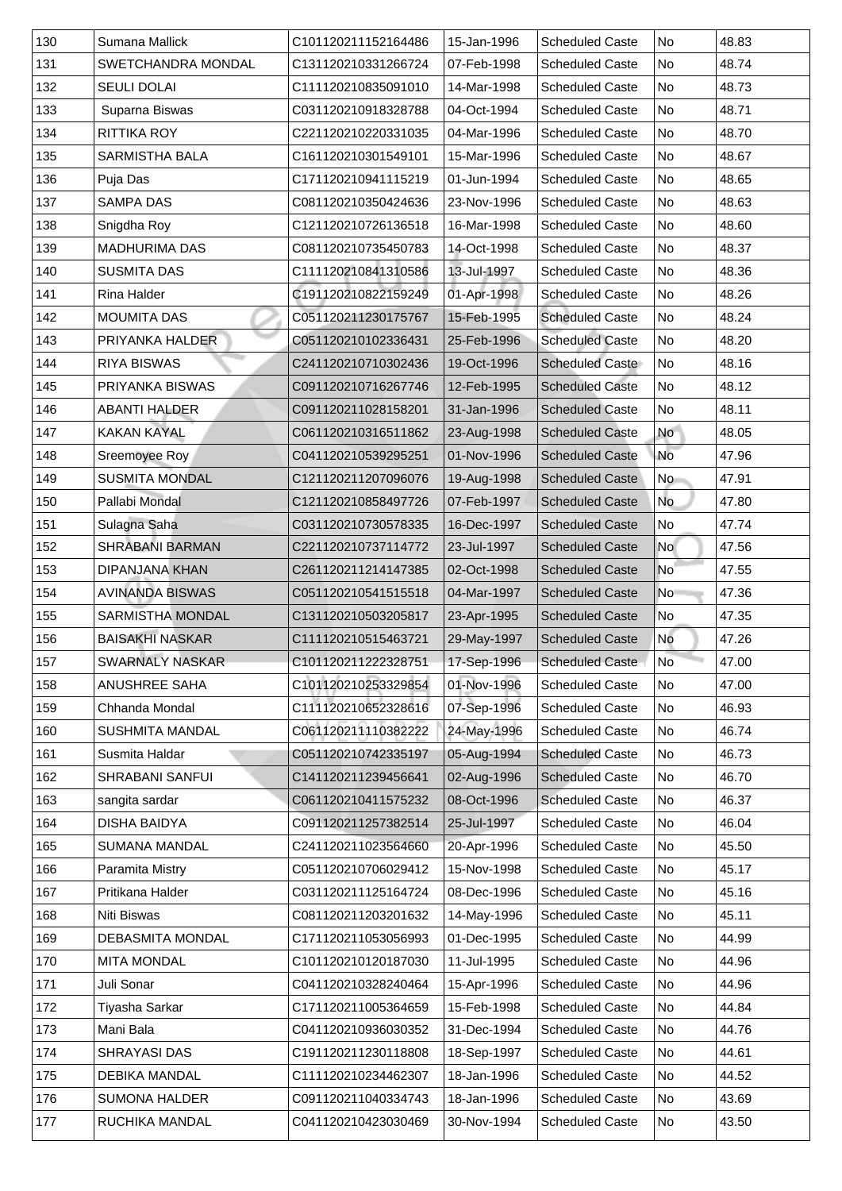| 130 | Sumana Mallick | C101120211152164486 | 15-Jan-1996 | Scheduled Caste | No | 48.83 |
|---|---|---|---|---|---|---|
| 131 | SWETCHANDRA MONDAL | C131120210331266724 | 07-Feb-1998 | Scheduled Caste | No | 48.74 |
| 132 | SEULI DOLAI | C111120210835091010 | 14-Mar-1998 | Scheduled Caste | No | 48.73 |
| 133 | Suparna Biswas | C031120210918328788 | 04-Oct-1994 | Scheduled Caste | No | 48.71 |
| 134 | RITTIKA ROY | C221120210220331035 | 04-Mar-1996 | Scheduled Caste | No | 48.70 |
| 135 | SARMISTHA BALA | C161120210301549101 | 15-Mar-1996 | Scheduled Caste | No | 48.67 |
| 136 | Puja Das | C171120210941115219 | 01-Jun-1994 | Scheduled Caste | No | 48.65 |
| 137 | SAMPA DAS | C081120210350424636 | 23-Nov-1996 | Scheduled Caste | No | 48.63 |
| 138 | Snigdha Roy | C121120210726136518 | 16-Mar-1998 | Scheduled Caste | No | 48.60 |
| 139 | MADHURIMA DAS | C081120210735450783 | 14-Oct-1998 | Scheduled Caste | No | 48.37 |
| 140 | SUSMITA DAS | C111120210841310586 | 13-Jul-1997 | Scheduled Caste | No | 48.36 |
| 141 | Rina Halder | C191120210822159249 | 01-Apr-1998 | Scheduled Caste | No | 48.26 |
| 142 | MOUMITA DAS | C051120211230175767 | 15-Feb-1995 | Scheduled Caste | No | 48.24 |
| 143 | PRIYANKA HALDER | C051120210102336431 | 25-Feb-1996 | Scheduled Caste | No | 48.20 |
| 144 | RIYA BISWAS | C241120210710302436 | 19-Oct-1996 | Scheduled Caste | No | 48.16 |
| 145 | PRIYANKA BISWAS | C091120210716267746 | 12-Feb-1995 | Scheduled Caste | No | 48.12 |
| 146 | ABANTI HALDER | C091120211028158201 | 31-Jan-1996 | Scheduled Caste | No | 48.11 |
| 147 | KAKAN KAYAL | C061120210316511862 | 23-Aug-1998 | Scheduled Caste | No | 48.05 |
| 148 | Sreemoyee Roy | C041120210539295251 | 01-Nov-1996 | Scheduled Caste | No | 47.96 |
| 149 | SUSMITA MONDAL | C121120211207096076 | 19-Aug-1998 | Scheduled Caste | No | 47.91 |
| 150 | Pallabi Mondal | C121120210858497726 | 07-Feb-1997 | Scheduled Caste | No | 47.80 |
| 151 | Sulagna Saha | C031120210730578335 | 16-Dec-1997 | Scheduled Caste | No | 47.74 |
| 152 | SHRABANI BARMAN | C221120210737114772 | 23-Jul-1997 | Scheduled Caste | No | 47.56 |
| 153 | DIPANJANA KHAN | C261120211214147385 | 02-Oct-1998 | Scheduled Caste | No | 47.55 |
| 154 | AVINANDA BISWAS | C051120210541515518 | 04-Mar-1997 | Scheduled Caste | No | 47.36 |
| 155 | SARMISTHA MONDAL | C131120210503205817 | 23-Apr-1995 | Scheduled Caste | No | 47.35 |
| 156 | BAISAKHI NASKAR | C111120210515463721 | 29-May-1997 | Scheduled Caste | No | 47.26 |
| 157 | SWARNALY NASKAR | C101120211222328751 | 17-Sep-1996 | Scheduled Caste | No | 47.00 |
| 158 | ANUSHREE SAHA | C101120210253329854 | 01-Nov-1996 | Scheduled Caste | No | 47.00 |
| 159 | Chhanda Mondal | C111120210652328616 | 07-Sep-1996 | Scheduled Caste | No | 46.93 |
| 160 | SUSHMITA MANDAL | C061120211110382222 | 24-May-1996 | Scheduled Caste | No | 46.74 |
| 161 | Susmita Haldar | C051120210742335197 | 05-Aug-1994 | Scheduled Caste | No | 46.73 |
| 162 | SHRABANI SANFUI | C141120211239456641 | 02-Aug-1996 | Scheduled Caste | No | 46.70 |
| 163 | sangita sardar | C061120210411575232 | 08-Oct-1996 | Scheduled Caste | No | 46.37 |
| 164 | DISHA BAIDYA | C091120211257382514 | 25-Jul-1997 | Scheduled Caste | No | 46.04 |
| 165 | SUMANA MANDAL | C241120211023564660 | 20-Apr-1996 | Scheduled Caste | No | 45.50 |
| 166 | Paramita Mistry | C051120210706029412 | 15-Nov-1998 | Scheduled Caste | No | 45.17 |
| 167 | Pritikana Halder | C031120211125164724 | 08-Dec-1996 | Scheduled Caste | No | 45.16 |
| 168 | Niti Biswas | C081120211203201632 | 14-May-1996 | Scheduled Caste | No | 45.11 |
| 169 | DEBASMITA MONDAL | C171120211053056993 | 01-Dec-1995 | Scheduled Caste | No | 44.99 |
| 170 | MITA MONDAL | C101120210120187030 | 11-Jul-1995 | Scheduled Caste | No | 44.96 |
| 171 | Juli Sonar | C041120210328240464 | 15-Apr-1996 | Scheduled Caste | No | 44.96 |
| 172 | Tiyasha Sarkar | C171120211005364659 | 15-Feb-1998 | Scheduled Caste | No | 44.84 |
| 173 | Mani Bala | C041120210936030352 | 31-Dec-1994 | Scheduled Caste | No | 44.76 |
| 174 | SHRAYASI DAS | C191120211230118808 | 18-Sep-1997 | Scheduled Caste | No | 44.61 |
| 175 | DEBIKA MANDAL | C111120210234462307 | 18-Jan-1996 | Scheduled Caste | No | 44.52 |
| 176 | SUMONA HALDER | C091120211040334743 | 18-Jan-1996 | Scheduled Caste | No | 43.69 |
| 177 | RUCHIKA MANDAL | C041120210423030469 | 30-Nov-1994 | Scheduled Caste | No | 43.50 |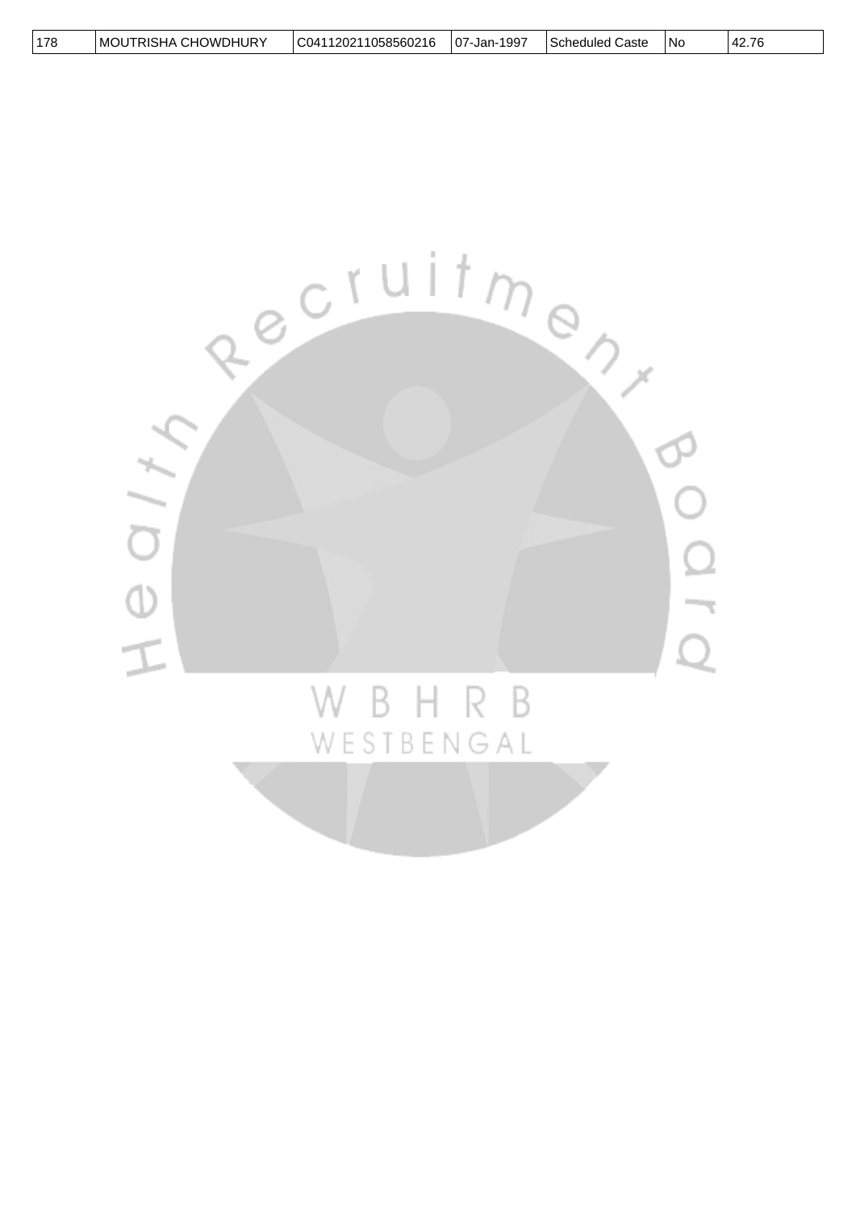| | | | | | | |
|---|---|---|---|---|---|---|
| 178 | MOUTRISHA CHOWDHURY | C041120211058560216 | 07-Jan-1997 | Scheduled Caste | No | 42.76 |